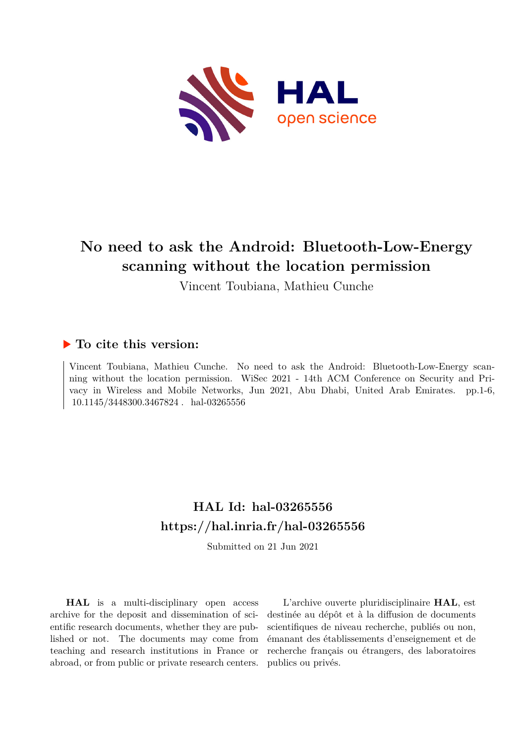# No need to ask the Android: Bluetooth-Low-Energy scanning without the location permission

Vincent Toubiana, Mathieu Cunche

## ▶ To cite this version:

Vincent Toubiana, Mathieu Cunche. No need to ask the Android: Bluetooth-Low-Energy scanning without the location permission. WiSec 2021 - 14th ACM Conference on Security and Privacy in Wireless and Mobile Networks, Jun 2021, Abu Dhabi, United Arab Emirates. pp.1-6, 10.1145/3448300.3467824 . hal-03265556

## HAL Id: hal-03265556
## https://hal.inria.fr/hal-03265556

Submitted on 21 Jun 2021

**HAL** is a multi-disciplinary open access archive for the deposit and dissemination of scientific research documents, whether they are published or not. The documents may come from teaching and research institutions in France or abroad, or from public or private research centers.

L'archive ouverte pluridisciplinaire **HAL**, est destinée au dépôt et à la diffusion de documents scientifiques de niveau recherche, publiés ou non, émanant des établissements d'enseignement et de recherche français ou étrangers, des laboratoires publics ou privés.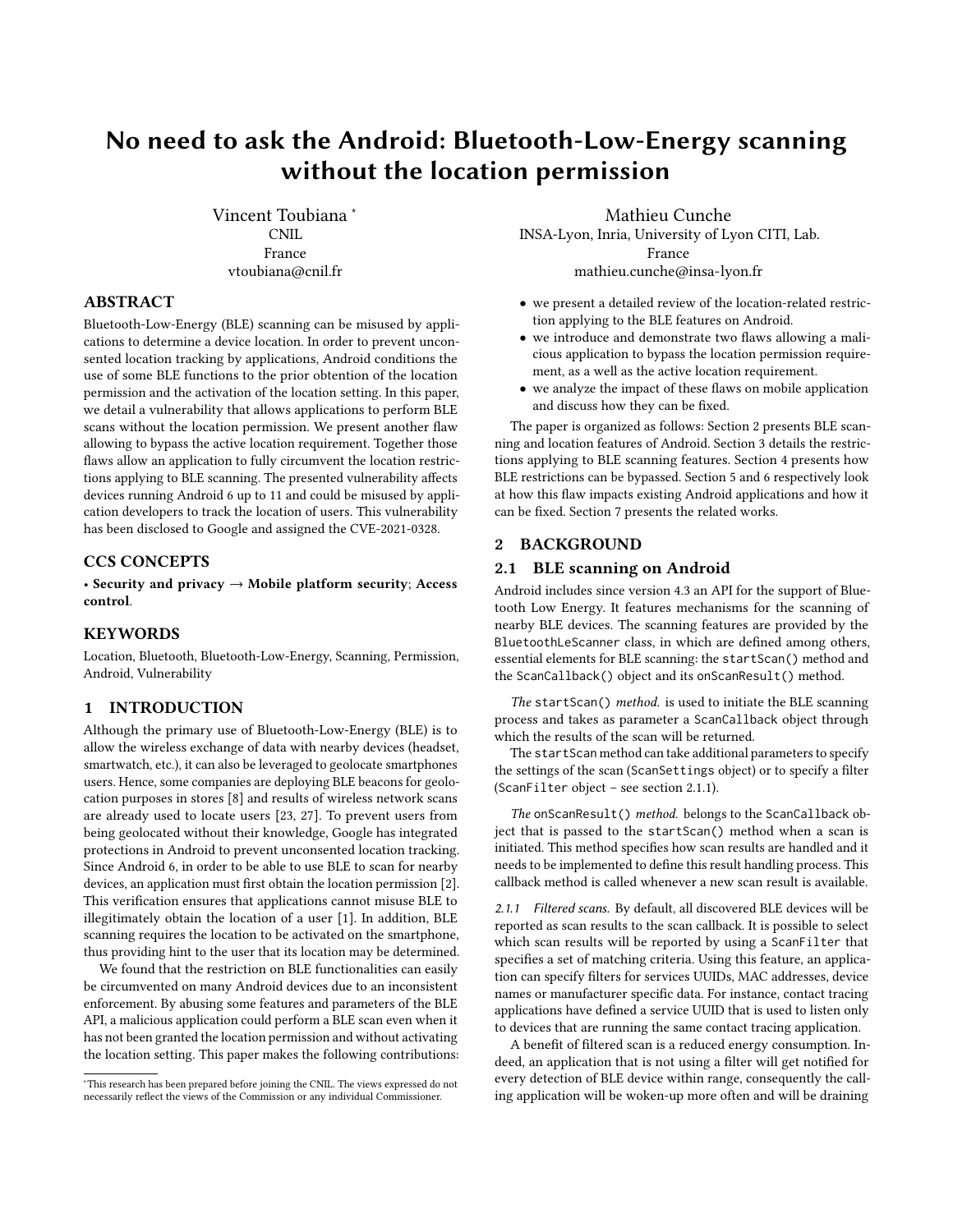# No need to ask the Android: Bluetooth-Low-Energy scanning without the location permission

Vincent Toubiana *
CNIL
France
vtoubiana@cnil.fr

Mathieu Cunche
INSA-Lyon, Inria, University of Lyon CITI, Lab.
France
mathieu.cunche@insa-lyon.fr

## ABSTRACT

Bluetooth-Low-Energy (BLE) scanning can be misused by applications to determine a device location. In order to prevent unconsented location tracking by applications, Android conditions the use of some BLE functions to the prior obtention of the location permission and the activation of the location setting. In this paper, we detail a vulnerability that allows applications to perform BLE scans without the location permission. We present another flaw allowing to bypass the active location requirement. Together those flaws allow an application to fully circumvent the location restrictions applying to BLE scanning. The presented vulnerability affects devices running Android 6 up to 11 and could be misused by application developers to track the location of users. This vulnerability has been disclosed to Google and assigned the CVE-2021-0328.

## CCS CONCEPTS

• **Security and privacy** → **Mobile platform security**; **Access control**.

## KEYWORDS

Location, Bluetooth, Bluetooth-Low-Energy, Scanning, Permission, Android, Vulnerability

## 1 INTRODUCTION

Although the primary use of Bluetooth-Low-Energy (BLE) is to allow the wireless exchange of data with nearby devices (headset, smartwatch, etc.), it can also be leveraged to geolocate smartphones users. Hence, some companies are deploying BLE beacons for geolocation purposes in stores [8] and results of wireless network scans are already used to locate users [23, 27]. To prevent users from being geolocated without their knowledge, Google has integrated protections in Android to prevent unconsented location tracking. Since Android 6, in order to be able to use BLE to scan for nearby devices, an application must first obtain the location permission [2]. This verification ensures that applications cannot misuse BLE to illegitimately obtain the location of a user [1]. In addition, BLE scanning requires the location to be activated on the smartphone, thus providing hint to the user that its location may be determined.

We found that the restriction on BLE functionalities can easily be circumvented on many Android devices due to an inconsistent enforcement. By abusing some features and parameters of the BLE API, a malicious application could perform a BLE scan even when it has not been granted the location permission and without activating the location setting. This paper makes the following contributions:

- we present a detailed review of the location-related restriction applying to the BLE features on Android.
- we introduce and demonstrate two flaws allowing a malicious application to bypass the location permission requirement, as well as the active location requirement.
- we analyze the impact of these flaws on mobile application and discuss how they can be fixed.

The paper is organized as follows: Section 2 presents BLE scanning and location features of Android. Section 3 details the restrictions applying to BLE scanning features. Section 4 presents how BLE restrictions can be bypassed. Section 5 and 6 respectively look at how this flaw impacts existing Android applications and how it can be fixed. Section 7 presents the related works.

## 2 BACKGROUND

### 2.1 BLE scanning on Android

Android includes since version 4.3 an API for the support of Bluetooth Low Energy. It features mechanisms for the scanning of nearby BLE devices. The scanning features are provided by the `BluetoothLeScanner` class, in which are defined among others, essential elements for BLE scanning: the `startScan()` method and the `ScanCallback()` object and its `onScanResult()` method.

*The* `startScan()` *method.* is used to initiate the BLE scanning process and takes as parameter a `ScanCallback` object through which the results of the scan will be returned.

The `startScan` method can take additional parameters to specify the settings of the scan (`ScanSettings` object) or to specify a filter (`ScanFilter` object – see section 2.1.1).

*The* `onScanResult()` *method.* belongs to the `ScanCallback` object that is passed to the `startScan()` method when a scan is initiated. This method specifies how scan results are handled and it needs to be implemented to define this result handling process. This callback method is called whenever a new scan result is available.

*2.1.1 Filtered scans.* By default, all discovered BLE devices will be reported as scan results to the scan callback. It is possible to select which scan results will be reported by using a `ScanFilter` that specifies a set of matching criteria. Using this feature, an application can specify filters for services UUIDs, MAC addresses, device names or manufacturer specific data. For instance, contact tracing applications have defined a service UUID that is used to listen only to devices that are running the same contact tracing application.

A benefit of filtered scan is a reduced energy consumption. Indeed, an application that is not using a filter will get notified for every detection of BLE device within range, consequently the calling application will be woken-up more often and will be draining

*This research has been prepared before joining the CNIL. The views expressed do not necessarily reflect the views of the Commission or any individual Commissioner.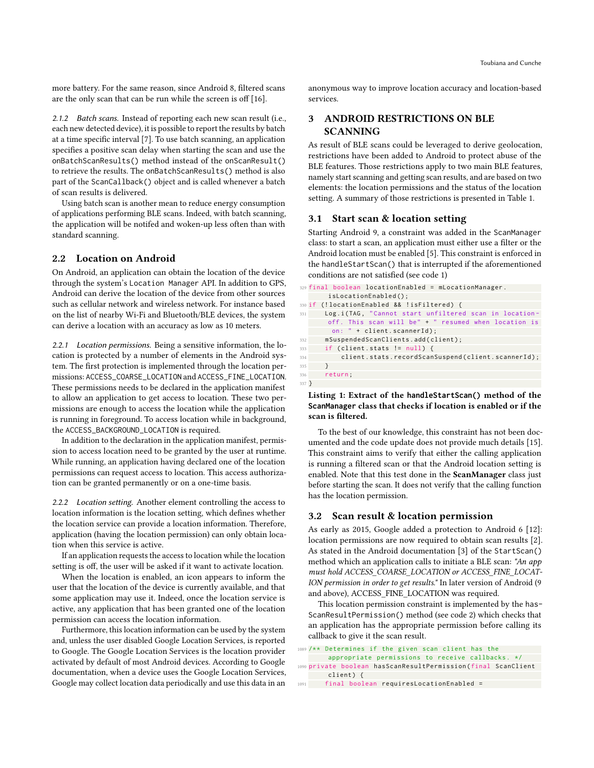more battery. For the same reason, since Android 8, filtered scans are the only scan that can be run while the screen is off [16].

*2.1.2 Batch scans.* Instead of reporting each new scan result (i.e., each new detected device), it is possible to report the results by batch at a time specific interval [7]. To use batch scanning, an application specifies a positive scan delay when starting the scan and use the `onBatchScanResults()` method instead of the `onScanResult()` to retrieve the results. The `onBatchScanResults()` method is also part of the `ScanCallback()` object and is called whenever a batch of scan results is delivered.

Using batch scan is another mean to reduce energy consumption of applications performing BLE scans. Indeed, with batch scanning, the application will be notifed and woken-up less often than with standard scanning.

## 2.2 Location on Android

On Android, an application can obtain the location of the device through the system's `Location Manager` API. In addition to GPS, Android can derive the location of the device from other sources such as cellular network and wireless network. For instance based on the list of nearby Wi-Fi and Bluetooth/BLE devices, the system can derive a location with an accuracy as low as 10 meters.

*2.2.1 Location permissions.* Being a sensitive information, the location is protected by a number of elements in the Android system. The first protection is implemented through the location permissions: `ACCESS_COARSE_LOCATION` and `ACCESS_FINE_LOCATION`. These permissions needs to be declared in the application manifest to allow an application to get access to location. These two permissions are enough to access the location while the application is running in foreground. To access location while in background, the `ACCESS_BACKGROUND_LOCATION` is required.

In addition to the declaration in the application manifest, permission to access location need to be granted by the user at runtime. While running, an application having declared one of the location permissions can request access to location. This access authorization can be granted permanently or on a one-time basis.

*2.2.2 Location setting.* Another element controlling the access to location information is the location setting, which defines whether the location service can provide a location information. Therefore, application (having the location permission) can only obtain location when this service is active.

If an application requests the access to location while the location setting is off, the user will be asked if it want to activate location.

When the location is enabled, an icon appears to inform the user that the location of the device is currently available, and that some application may use it. Indeed, once the location service is active, any application that has been granted one of the location permission can access the location information.

Furthermore, this location information can be used by the system and, unless the user disabled Google Location Services, is reported to Google. The Google Location Services is the location provider activated by default of most Android devices. According to Google documentation, when a device uses the Google Location Services, Google may collect location data periodically and use this data in an anonymous way to improve location accuracy and location-based services.

# 3 ANDROID RESTRICTIONS ON BLE SCANNING

As result of BLE scans could be leveraged to derive geolocation, restrictions have been added to Android to protect abuse of the BLE features. Those restrictions apply to two main BLE features, namely start scanning and getting scan results, and are based on two elements: the location permissions and the status of the location setting. A summary of those restrictions is presented in Table 1.

## 3.1 Start scan & location setting

Starting Android 9, a constraint was added in the `ScanManager` class: to start a scan, an application must either use a filter or the Android location must be enabled [5]. This constraint is enforced in the `handleStartScan()` that is interrupted if the aforementioned conditions are not satisfied (see code 1)

```
329 final boolean locationEnabled = mLocationManager.
        isLocationEnabled();
330 if (!locationEnabled && !isFiltered) {
331     Log.i(TAG, "Cannot start unfiltered scan in location-
        off. This scan will be" + " resumed when location is
         on: " + client.scannerId);
332     mSuspendedScanClients.add(client);
333     if (client.stats != null) {
334         client.stats.recordScanSuspend(client.scannerId);
335     }
336     return;
337 }
```

**Listing 1: Extract of the `handleStartScan()` method of the `ScanManager` class that checks if location is enabled or if the scan is filtered.**

To the best of our knowledge, this constraint has not been documented and the code update does not provide much details [15]. This constraint aims to verify that either the calling application is running a filtered scan or that the Android location setting is enabled. Note that this test done in the **ScanManager** class just before starting the scan. It does not verify that the calling function has the location permission.

## 3.2 Scan result & location permission

As early as 2015, Google added a protection to Android 6 [12]: location permissions are now required to obtain scan results [2]. As stated in the Android documentation [3] of the `StartScan()` method which an application calls to initiate a BLE scan: *"An app must hold ACCESS_COARSE_LOCATION or ACCESS_FINE_LOCATION permission in order to get results."* In later version of Android (9 and above), ACCESS_FINE_LOCATION was required.

This location permission constraint is implemented by the `hasScanResultPermission()` method (see code 2) which checks that an application has the appropriate permission before calling its callback to give it the scan result.

```
1089 /** Determines if the given scan client has the
        appropriate permissions to receive callbacks. */
1090 private boolean hasScanResultPermission(final ScanClient
        client) {
1091     final boolean requiresLocationEnabled =
```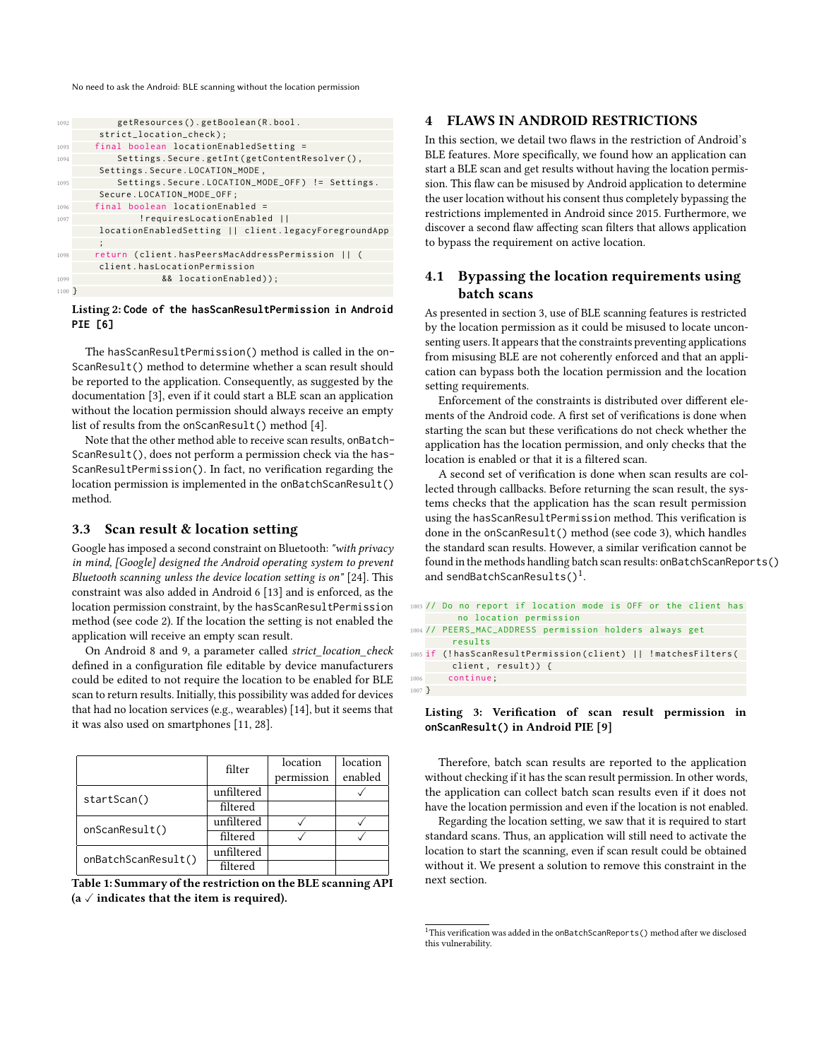```
1092        getResources().getBoolean(R.bool.
         strict_location_check);
1093     final boolean locationEnabledSetting =
1094         Settings.Secure.getInt(getContentResolver(),
         Settings.Secure.LOCATION_MODE,
1095         Settings.Secure.LOCATION_MODE_OFF) != Settings.
         Secure.LOCATION_MODE_OFF;
1096     final boolean locationEnabled =
1097             !requiresLocationEnabled ||
         locationEnabledSetting || client.legacyForegroundApp
         ;
1098     return (client.hasPeersMacAddressPermission || (
         client.hasLocationPermission
1099                 && locationEnabled));
1100 }
```

**Listing 2: Code of the hasScanResultPermission in Android PIE [6]**

The hasScanResultPermission() method is called in the onScanResult() method to determine whether a scan result should be reported to the application. Consequently, as suggested by the documentation [3], even if it could start a BLE scan an application without the location permission should always receive an empty list of results from the onScanResult() method [4].

Note that the other method able to receive scan results, onBatchScanResult(), does not perform a permission check via the hasScanResultPermission(). In fact, no verification regarding the location permission is implemented in the onBatchScanResult() method.

### 3.3 Scan result & location setting

Google has imposed a second constraint on Bluetooth: *"with privacy in mind, [Google] designed the Android operating system to prevent Bluetooth scanning unless the device location setting is on"* [24]. This constraint was also added in Android 6 [13] and is enforced, as the location permission constraint, by the hasScanResultPermission method (see code 2). If the location the setting is not enabled the application will receive an empty scan result.

On Android 8 and 9, a parameter called *strict_location_check* defined in a configuration file editable by device manufacturers could be edited to not require the location to be enabled for BLE scan to return results. Initially, this possibility was added for devices that had no location services (e.g., wearables) [14], but it seems that it was also used on smartphones [11, 28].

| | filter | location permission | location enabled |
|---|---|---|---|
| startScan() | unfiltered | | ✓ |
| | filtered | | |
| onScanResult() | unfiltered | ✓ | ✓ |
| | filtered | ✓ | ✓ |
| onBatchScanResult() | unfiltered | | |
| | filtered | | |

**Table 1: Summary of the restriction on the BLE scanning API (a ✓ indicates that the item is required).**

## 4 FLAWS IN ANDROID RESTRICTIONS

In this section, we detail two flaws in the restriction of Android's BLE features. More specifically, we found how an application can start a BLE scan and get results without having the location permission. This flaw can be misused by Android application to determine the user location without his consent thus completely bypassing the restrictions implemented in Android since 2015. Furthermore, we discover a second flaw affecting scan filters that allows application to bypass the requirement on active location.

### 4.1 Bypassing the location requirements using batch scans

As presented in section 3, use of BLE scanning features is restricted by the location permission as it could be misused to locate unconsenting users. It appears that the constraints preventing applications from misusing BLE are not coherently enforced and that an application can bypass both the location permission and the location setting requirements.

Enforcement of the constraints is distributed over different elements of the Android code. A first set of verifications is done when starting the scan but these verifications do not check whether the application has the location permission, and only checks that the location is enabled or that it is a filtered scan.

A second set of verification is done when scan results are collected through callbacks. Before returning the scan result, the systems checks that the application has the scan result permission using the hasScanResultPermission method. This verification is done in the onScanResult() method (see code 3), which handles the standard scan results. However, a similar verification cannot be found in the methods handling batch scan results: onBatchScanReports() and sendBatchScanResults()[1].

```
1003 // Do no report if location mode is OFF or the client has
         no location permission
1004 // PEERS_MAC_ADDRESS permission holders always get
         results
1005 if (!hasScanResultPermission(client) || !matchesFilters(
         client, result)) {
1006     continue;
1007 }
```

**Listing 3: Verification of scan result permission in onScanResult() in Android PIE [9]**

Therefore, batch scan results are reported to the application without checking if it has the scan result permission. In other words, the application can collect batch scan results even if it does not have the location permission and even if the location is not enabled.

Regarding the location setting, we saw that it is required to start standard scans. Thus, an application will still need to activate the location to start the scanning, even if scan result could be obtained without it. We present a solution to remove this constraint in the next section.

[1] This verification was added in the onBatchScanReports() method after we disclosed this vulnerability.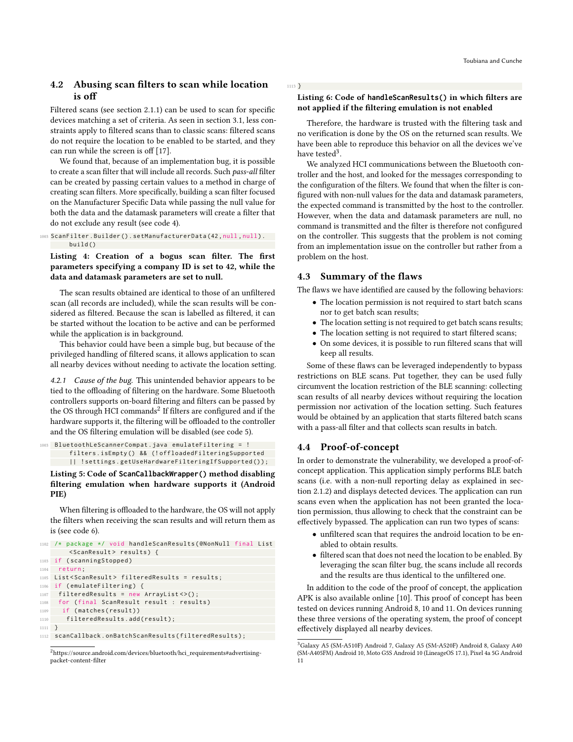### 4.2 Abusing scan filters to scan while location is off

Filtered scans (see section 2.1.1) can be used to scan for specific devices matching a set of criteria. As seen in section 3.1, less constraints apply to filtered scans than to classic scans: filtered scans do not require the location to be enabled to be started, and they can run while the screen is off [17].

We found that, because of an implementation bug, it is possible to create a scan filter that will include all records. Such *pass-all* filter can be created by passing certain values to a method in charge of creating scan filters. More specifically, building a scan filter focused on the Manufacturer Specific Data while passing the null value for both the data and the datamask parameters will create a filter that do not exclude any result (see code 4).

```
ScanFilter.Builder().setManufacturerData(42,null,null).
    build()
```

**Listing 4: Creation of a bogus scan filter. The first parameters specifying a company ID is set to 42, while the data and datamask parameters are set to null.**

The scan results obtained are identical to those of an unfiltered scan (all records are included), while the scan results will be considered as filtered. Because the scan is labelled as filtered, it can be started without the location to be active and can be performed while the application is in background.

This behavior could have been a simple bug, but because of the privileged handling of filtered scans, it allows application to scan all nearby devices without needing to activate the location setting.

#### 4.2.1 *Cause of the bug.*

This unintended behavior appears to be tied to the offloading of filtering on the hardware. Some Bluetooth controllers supports on-board filtering and filters can be passed by the OS through HCI commands[2] If filters are configured and if the hardware supports it, the filtering will be offloaded to the controller and the OS filtering emulation will be disabled (see code 5).

```
BluetoothLeScannerCompat.java emulateFiltering = !
    filters.isEmpty() && (!offloadedFilteringSupported
    || !settings.getUseHardwareFilteringIfSupported());
```

**Listing 5: Code of `ScanCallbackWrapper()` method disabling filtering emulation when hardware supports it (Android PIE)**

When filtering is offloaded to the hardware, the OS will not apply the filters when receiving the scan results and will return them as is (see code 6).

```
/* package */ void handleScanResults(@NonNull final List
    <ScanResult> results) {
 if (scanningStopped)
  return;
 List<ScanResult> filteredResults = results;
 if (emulateFiltering) {
  filteredResults = new ArrayList<>();
  for (final ScanResult result : results)
   if (matches(result))
    filteredResults.add(result);
 }
 scanCallback.onBatchScanResults(filteredResults);
}
```

**Listing 6: Code of `handleScanResults()` in which filters are not applied if the filtering emulation is not enabled**

Therefore, the hardware is trusted with the filtering task and no verification is done by the OS on the returned scan results. We have been able to reproduce this behavior on all the devices we've have tested[3].

We analyzed HCI communications between the Bluetooth controller and the host, and looked for the messages corresponding to the configuration of the filters. We found that when the filter is configured with non-null values for the data and datamask parameters, the expected command is transmitted by the host to the controller. However, when the data and datamask parameters are null, no command is transmitted and the filter is therefore not configured on the controller. This suggests that the problem is not coming from an implementation issue on the controller but rather from a problem on the host.

### 4.3 Summary of the flaws

The flaws we have identified are caused by the following behaviors:

- The location permission is not required to start batch scans nor to get batch scan results;
- The location setting is not required to get batch scans results;
- The location setting is not required to start filtered scans;
- On some devices, it is possible to run filtered scans that will keep all results.

Some of these flaws can be leveraged independently to bypass restrictions on BLE scans. Put together, they can be used fully circumvent the location restriction of the BLE scanning: collecting scan results of all nearby devices without requiring the location permission nor activation of the location setting. Such features would be obtained by an application that starts filtered batch scans with a pass-all filter and that collects scan results in batch.

### 4.4 Proof-of-concept

In order to demonstrate the vulnerability, we developed a proof-of-concept application. This application simply performs BLE batch scans (i.e. with a non-null reporting delay as explained in section 2.1.2) and displays detected devices. The application can run scans even when the application has not been granted the location permission, thus allowing to check that the constraint can be effectively bypassed. The application can run two types of scans:

- unfiltered scan that requires the android location to be enabled to obtain results.
- filtered scan that does not need the location to be enabled. By leveraging the scan filter bug, the scans include all records and the results are thus identical to the unfiltered one.

In addition to the code of the proof of concept, the application APK is also available online [10]. This proof of concept has been tested on devices running Android 8, 10 and 11. On devices running these three versions of the operating system, the proof of concept effectively displayed all nearby devices.

---

[2] https://source.android.com/devices/bluetooth/hci_requirements#advertising-packet-content-filter

[3] Galaxy A5 (SM-A510F) Android 7, Galaxy A5 (SM-A520F) Android 8, Galaxy A40 (SM-A405FM) Android 10, Moto G5S Android 10 (LineageOS 17.1), Pixel 4a 5G Android 11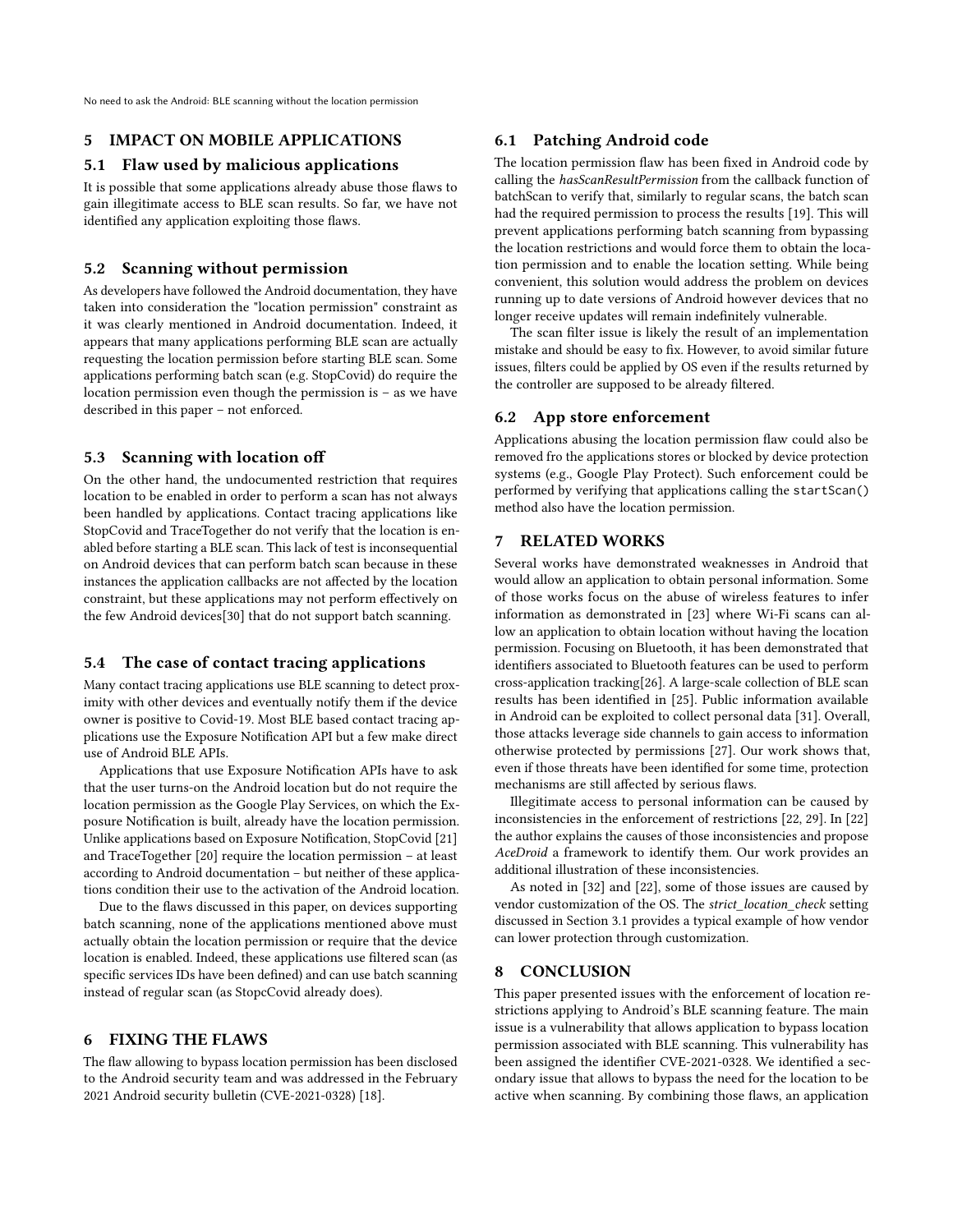## 5 IMPACT ON MOBILE APPLICATIONS

### 5.1 Flaw used by malicious applications

It is possible that some applications already abuse those flaws to gain illegitimate access to BLE scan results. So far, we have not identified any application exploiting those flaws.

### 5.2 Scanning without permission

As developers have followed the Android documentation, they have taken into consideration the "location permission" constraint as it was clearly mentioned in Android documentation. Indeed, it appears that many applications performing BLE scan are actually requesting the location permission before starting BLE scan. Some applications performing batch scan (e.g. StopCovid) do require the location permission even though the permission is – as we have described in this paper – not enforced.

### 5.3 Scanning with location off

On the other hand, the undocumented restriction that requires location to be enabled in order to perform a scan has not always been handled by applications. Contact tracing applications like StopCovid and TraceTogether do not verify that the location is enabled before starting a BLE scan. This lack of test is inconsequential on Android devices that can perform batch scan because in these instances the application callbacks are not affected by the location constraint, but these applications may not perform effectively on the few Android devices[30] that do not support batch scanning.

### 5.4 The case of contact tracing applications

Many contact tracing applications use BLE scanning to detect proximity with other devices and eventually notify them if the device owner is positive to Covid-19. Most BLE based contact tracing applications use the Exposure Notification API but a few make direct use of Android BLE APIs.

Applications that use Exposure Notification APIs have to ask that the user turns-on the Android location but do not require the location permission as the Google Play Services, on which the Exposure Notification is built, already have the location permission. Unlike applications based on Exposure Notification, StopCovid [21] and TraceTogether [20] require the location permission – at least according to Android documentation – but neither of these applications condition their use to the activation of the Android location.

Due to the flaws discussed in this paper, on devices supporting batch scanning, none of the applications mentioned above must actually obtain the location permission or require that the device location is enabled. Indeed, these applications use filtered scan (as specific services IDs have been defined) and can use batch scanning instead of regular scan (as StopcCovid already does).

## 6 FIXING THE FLAWS

The flaw allowing to bypass location permission has been disclosed to the Android security team and was addressed in the February 2021 Android security bulletin (CVE-2021-0328) [18].

### 6.1 Patching Android code

The location permission flaw has been fixed in Android code by calling the *hasScanResultPermission* from the callback function of batchScan to verify that, similarly to regular scans, the batch scan had the required permission to process the results [19]. This will prevent applications performing batch scanning from bypassing the location restrictions and would force them to obtain the location permission and to enable the location setting. While being convenient, this solution would address the problem on devices running up to date versions of Android however devices that no longer receive updates will remain indefinitely vulnerable.

The scan filter issue is likely the result of an implementation mistake and should be easy to fix. However, to avoid similar future issues, filters could be applied by OS even if the results returned by the controller are supposed to be already filtered.

### 6.2 App store enforcement

Applications abusing the location permission flaw could also be removed fro the applications stores or blocked by device protection systems (e.g., Google Play Protect). Such enforcement could be performed by verifying that applications calling the `startScan()` method also have the location permission.

## 7 RELATED WORKS

Several works have demonstrated weaknesses in Android that would allow an application to obtain personal information. Some of those works focus on the abuse of wireless features to infer information as demonstrated in [23] where Wi-Fi scans can allow an application to obtain location without having the location permission. Focusing on Bluetooth, it has been demonstrated that identifiers associated to Bluetooth features can be used to perform cross-application tracking[26]. A large-scale collection of BLE scan results has been identified in [25]. Public information available in Android can be exploited to collect personal data [31]. Overall, those attacks leverage side channels to gain access to information otherwise protected by permissions [27]. Our work shows that, even if those threats have been identified for some time, protection mechanisms are still affected by serious flaws.

Illegitimate access to personal information can be caused by inconsistencies in the enforcement of restrictions [22, 29]. In [22] the author explains the causes of those inconsistencies and propose *AceDroid* a framework to identify them. Our work provides an additional illustration of these inconsistencies.

As noted in [32] and [22], some of those issues are caused by vendor customization of the OS. The *strict_location_check* setting discussed in Section 3.1 provides a typical example of how vendor can lower protection through customization.

## 8 CONCLUSION

This paper presented issues with the enforcement of location restrictions applying to Android's BLE scanning feature. The main issue is a vulnerability that allows application to bypass location permission associated with BLE scanning. This vulnerability has been assigned the identifier CVE-2021-0328. We identified a secondary issue that allows to bypass the need for the location to be active when scanning. By combining those flaws, an application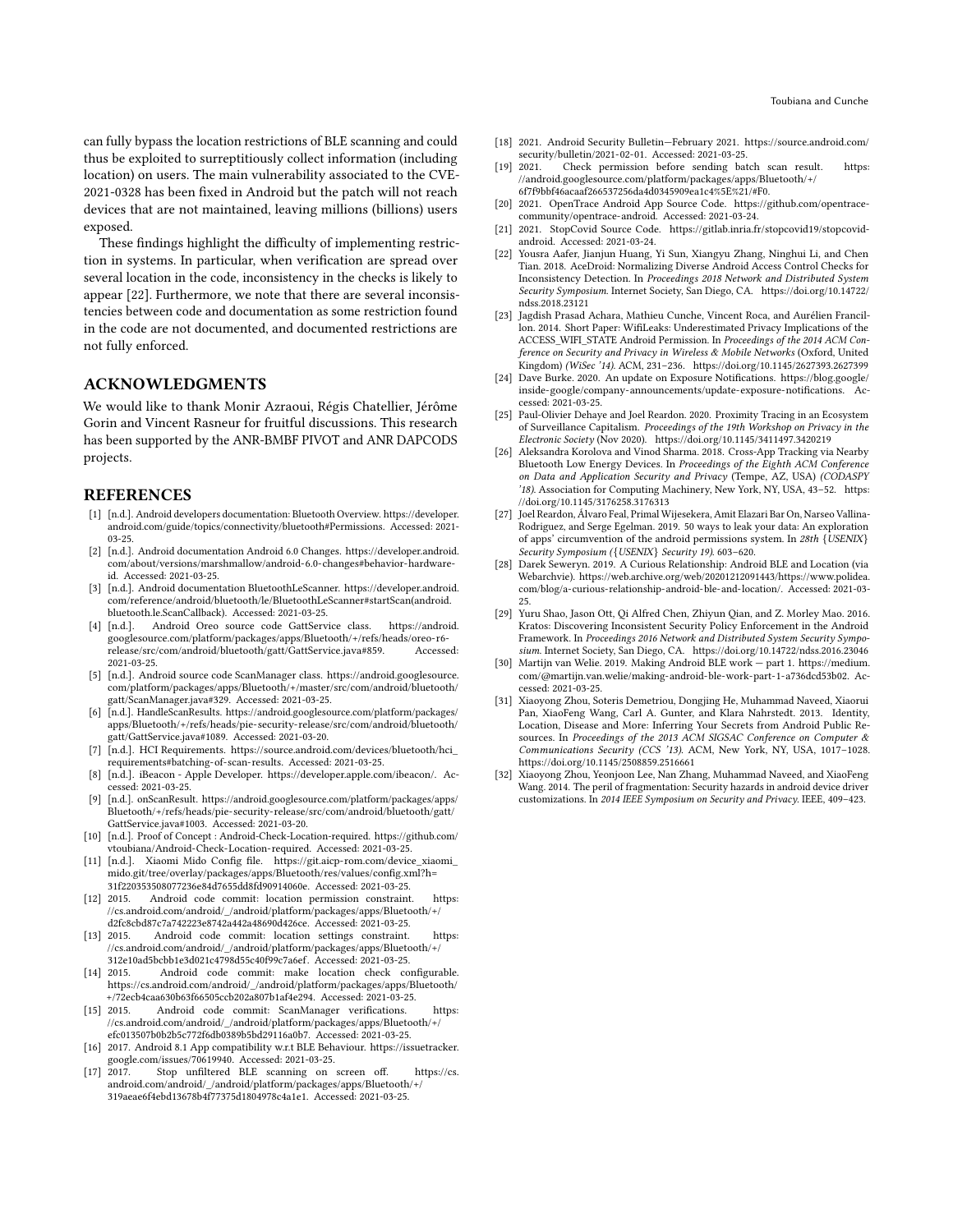can fully bypass the location restrictions of BLE scanning and could thus be exploited to surreptitiously collect information (including location) on users. The main vulnerability associated to the CVE-2021-0328 has been fixed in Android but the patch will not reach devices that are not maintained, leaving millions (billions) users exposed.

These findings highlight the difficulty of implementing restriction in systems. In particular, when verification are spread over several location in the code, inconsistency in the checks is likely to appear [22]. Furthermore, we note that there are several inconsistencies between code and documentation as some restriction found in the code are not documented, and documented restrictions are not fully enforced.

## ACKNOWLEDGMENTS

We would like to thank Monir Azraoui, Régis Chatellier, Jérôme Gorin and Vincent Rasneur for fruitful discussions. This research has been supported by the ANR-BMBF PIVOT and ANR DAPCODS projects.

## REFERENCES

- [1] [n.d.]. Android developers documentation: Bluetooth Overview. https://developer.android.com/guide/topics/connectivity/bluetooth#Permissions. Accessed: 2021-03-25.
- [2] [n.d.]. Android documentation Android 6.0 Changes. https://developer.android.com/about/versions/marshmallow/android-6.0-changes#behavior-hardware-id. Accessed: 2021-03-25.
- [3] [n.d.]. Android documentation BluetoothLeScanner. https://developer.android.com/reference/android/bluetooth/le/BluetoothLeScanner#startScan(android.bluetooth.le.ScanCallback). Accessed: 2021-03-25.
- [4] [n.d.]. Android Oreo source code GattService class. https://android.googlesource.com/platform/packages/apps/Bluetooth/+/refs/heads/oreo-r6-release/src/com/android/bluetooth/gatt/GattService.java#859. Accessed: 2021-03-25.
- [5] [n.d.]. Android source code ScanManager class. https://android.googlesource.com/platform/packages/apps/Bluetooth/+/master/src/com/android/bluetooth/gatt/ScanManager.java#329. Accessed: 2021-03-25.
- [6] [n.d.]. HandleScanResults. https://android.googlesource.com/platform/packages/apps/Bluetooth/+/refs/heads/pie-security-release/src/com/android/bluetooth/gatt/GattService.java#1089. Accessed: 2021-03-20.
- [7] [n.d.]. HCI Requirements. https://source.android.com/devices/bluetooth/hci_requirements#batching-of-scan-results. Accessed: 2021-03-25.
- [8] [n.d.]. iBeacon - Apple Developer. https://developer.apple.com/ibeacon/. Accessed: 2021-03-25.
- [9] [n.d.]. onScanResult. https://android.googlesource.com/platform/packages/apps/Bluetooth/+/refs/heads/pie-security-release/src/com/android/bluetooth/gatt/GattService.java#1003. Accessed: 2021-03-20.
- [10] [n.d.]. Proof of Concept : Android-Check-Location-required. https://github.com/vtoubiana/Android-Check-Location-required. Accessed: 2021-03-25.
- [11] [n.d.]. Xiaomi Mido Config file. https://git.aicp-rom.com/device_xiaomi_mido.git/tree/overlay/packages/apps/Bluetooth/res/values/config.xml?h=31f220353508077236e84d7655dd8fd90914060e. Accessed: 2021-03-25.
- [12] 2015. Android code commit: location permission constraint. https://cs.android.com/android/_/android/platform/packages/apps/Bluetooth/+/d2fc8cbd87c7a742223e8742a442a48690d426ce. Accessed: 2021-03-25.
- [13] 2015. Android code commit: location settings constraint. https://cs.android.com/android/_/android/platform/packages/apps/Bluetooth/+/312e10ad5bcbb1e3d021c4798d55c40f99c7a6ef. Accessed: 2021-03-25.
- [14] 2015. Android code commit: make location check configurable. https://cs.android.com/android/_/android/platform/packages/apps/Bluetooth/+/72ecb4caa630b63f66505ccb202a807b1af4e294. Accessed: 2021-03-25.
- [15] 2015. Android code commit: ScanManager verifications. https://cs.android.com/android/_/android/platform/packages/apps/Bluetooth/+/efc013507b0b2b5c772f6db0389b5bd29116a0b7. Accessed: 2021-03-25.
- [16] 2017. Android 8.1 App compatibility w.r.t BLE Behaviour. https://issuetracker.google.com/issues/70619940. Accessed: 2021-03-25.
- [17] 2017. Stop unfiltered BLE scanning on screen off. https://cs.android.com/android/_/android/platform/packages/apps/Bluetooth/+/319aeae6f4ebd13678b4f77375d1804978c4a1e1. Accessed: 2021-03-25.
- [18] 2021. Android Security Bulletin—February 2021. https://source.android.com/security/bulletin/2021-02-01. Accessed: 2021-03-25.
- [19] 2021. Check permission before sending batch scan result. https://android.googlesource.com/platform/packages/apps/Bluetooth/+/6f7f9bbf46acaaf266537256da4d0345909ea1c4%5E%21/#F0.
- [20] 2021. OpenTrace Android App Source Code. https://github.com/opentrace-community/opentrace-android. Accessed: 2021-03-24.
- [21] 2021. StopCovid Source Code. https://gitlab.inria.fr/stopcovid19/stopcovid-android. Accessed: 2021-03-24.
- [22] Yousra Aafer, Jianjun Huang, Yi Sun, Xiangyu Zhang, Ninghui Li, and Chen Tian. 2018. AceDroid: Normalizing Diverse Android Access Control Checks for Inconsistency Detection. In *Proceedings 2018 Network and Distributed System Security Symposium*. Internet Society, San Diego, CA. https://doi.org/10.14722/ndss.2018.23121
- [23] Jagdish Prasad Achara, Mathieu Cunche, Vincent Roca, and Aurélien Francillon. 2014. Short Paper: WifiLeaks: Underestimated Privacy Implications of the ACCESS_WIFI_STATE Android Permission. In *Proceedings of the 2014 ACM Conference on Security and Privacy in Wireless & Mobile Networks* (Oxford, United Kingdom) *(WiSec '14)*. ACM, 231–236. https://doi.org/10.1145/2627393.2627399
- [24] Dave Burke. 2020. An update on Exposure Notifications. https://blog.google/inside-google/company-announcements/update-exposure-notifications. Accessed: 2021-03-25.
- [25] Paul-Olivier Dehaye and Joel Reardon. 2020. Proximity Tracing in an Ecosystem of Surveillance Capitalism. *Proceedings of the 19th Workshop on Privacy in the Electronic Society* (Nov 2020). https://doi.org/10.1145/3411497.3420219
- [26] Aleksandra Korolova and Vinod Sharma. 2018. Cross-App Tracking via Nearby Bluetooth Low Energy Devices. In *Proceedings of the Eighth ACM Conference on Data and Application Security and Privacy* (Tempe, AZ, USA) *(CODASPY '18)*. Association for Computing Machinery, New York, NY, USA, 43–52. https://doi.org/10.1145/3176258.3176313
- [27] Joel Reardon, Álvaro Feal, Primal Wijesekera, Amit Elazari Bar On, Narseo Vallina-Rodriguez, and Serge Egelman. 2019. 50 ways to leak your data: An exploration of apps' circumvention of the android permissions system. In *28th {USENIX} Security Symposium ({USENIX} Security 19)*. 603–620.
- [28] Darek Seweryn. 2019. A Curious Relationship: Android BLE and Location (via Webarchvie). https://web.archive.org/web/20201212091443/https://www.polidea.com/blog/a-curious-relationship-android-ble-and-location/. Accessed: 2021-03-25.
- [29] Yuru Shao, Jason Ott, Qi Alfred Chen, Zhiyun Qian, and Z. Morley Mao. 2016. Kratos: Discovering Inconsistent Security Policy Enforcement in the Android Framework. In *Proceedings 2016 Network and Distributed System Security Symposium*. Internet Society, San Diego, CA. https://doi.org/10.14722/ndss.2016.23046
- [30] Martijn van Welie. 2019. Making Android BLE work — part 1. https://medium.com/@martijn.van.welie/making-android-ble-work-part-1-a736dcd53b02. Accessed: 2021-03-25.
- [31] Xiaoyong Zhou, Soteris Demetriou, Dongjing He, Muhammad Naveed, Xiaorui Pan, XiaoFeng Wang, Carl A. Gunter, and Klara Nahrstedt. 2013. Identity, Location, Disease and More: Inferring Your Secrets from Android Public Resources. In *Proceedings of the 2013 ACM SIGSAC Conference on Computer & Communications Security (CCS '13)*. ACM, New York, NY, USA, 1017–1028. https://doi.org/10.1145/2508859.2516661
- [32] Xiaoyong Zhou, Yeonjoon Lee, Nan Zhang, Muhammad Naveed, and XiaoFeng Wang. 2014. The peril of fragmentation: Security hazards in android device driver customizations. In *2014 IEEE Symposium on Security and Privacy*. IEEE, 409–423.